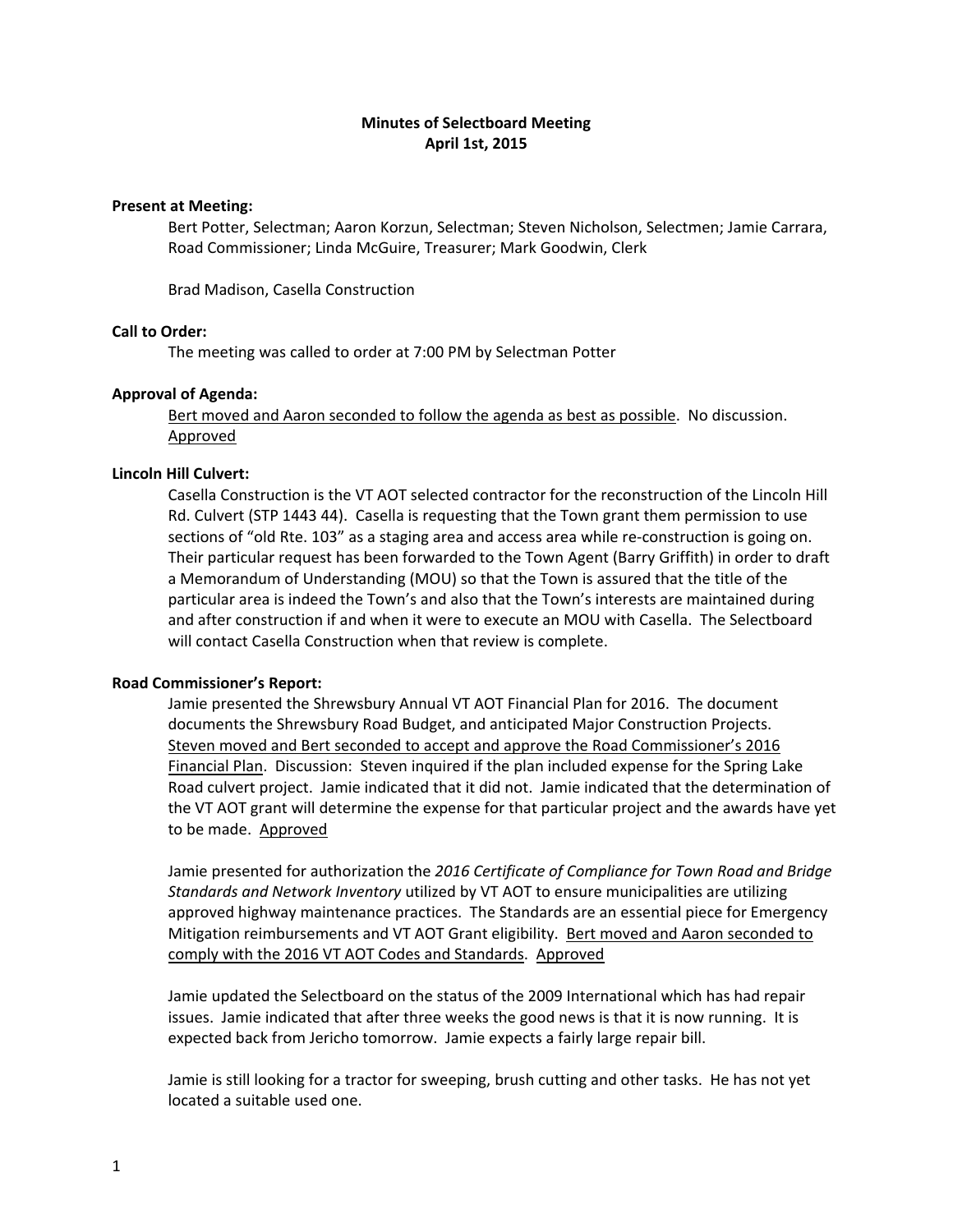# Minutes of Selectboard Meeting
## April 1st, 2015

**Present at Meeting:**

Bert Potter, Selectman; Aaron Korzun, Selectman; Steven Nicholson, Selectmen; Jamie Carrara, Road Commissioner; Linda McGuire, Treasurer; Mark Goodwin, Clerk

Brad Madison, Casella Construction

**Call to Order:**

The meeting was called to order at 7:00 PM by Selectman Potter

**Approval of Agenda:**

<u>Bert moved and Aaron seconded to follow the agenda as best as possible</u>. No discussion. <u>Approved</u>

**Lincoln Hill Culvert:**

Casella Construction is the VT AOT selected contractor for the reconstruction of the Lincoln Hill Rd. Culvert (STP 1443 44). Casella is requesting that the Town grant them permission to use sections of "old Rte. 103" as a staging area and access area while re-construction is going on. Their particular request has been forwarded to the Town Agent (Barry Griffith) in order to draft a Memorandum of Understanding (MOU) so that the Town is assured that the title of the particular area is indeed the Town's and also that the Town's interests are maintained during and after construction if and when it were to execute an MOU with Casella. The Selectboard will contact Casella Construction when that review is complete.

**Road Commissioner's Report:**

Jamie presented the Shrewsbury Annual VT AOT Financial Plan for 2016. The document documents the Shrewsbury Road Budget, and anticipated Major Construction Projects. <u>Steven moved and Bert seconded to accept and approve the Road Commissioner's 2016 Financial Plan</u>. Discussion: Steven inquired if the plan included expense for the Spring Lake Road culvert project. Jamie indicated that it did not. Jamie indicated that the determination of the VT AOT grant will determine the expense for that particular project and the awards have yet to be made. <u>Approved</u>

Jamie presented for authorization the *2016 Certificate of Compliance for Town Road and Bridge Standards and Network Inventory* utilized by VT AOT to ensure municipalities are utilizing approved highway maintenance practices. The Standards are an essential piece for Emergency Mitigation reimbursements and VT AOT Grant eligibility. <u>Bert moved and Aaron seconded to comply with the 2016 VT AOT Codes and Standards</u>. <u>Approved</u>

Jamie updated the Selectboard on the status of the 2009 International which has had repair issues. Jamie indicated that after three weeks the good news is that it is now running. It is expected back from Jericho tomorrow. Jamie expects a fairly large repair bill.

Jamie is still looking for a tractor for sweeping, brush cutting and other tasks. He has not yet located a suitable used one.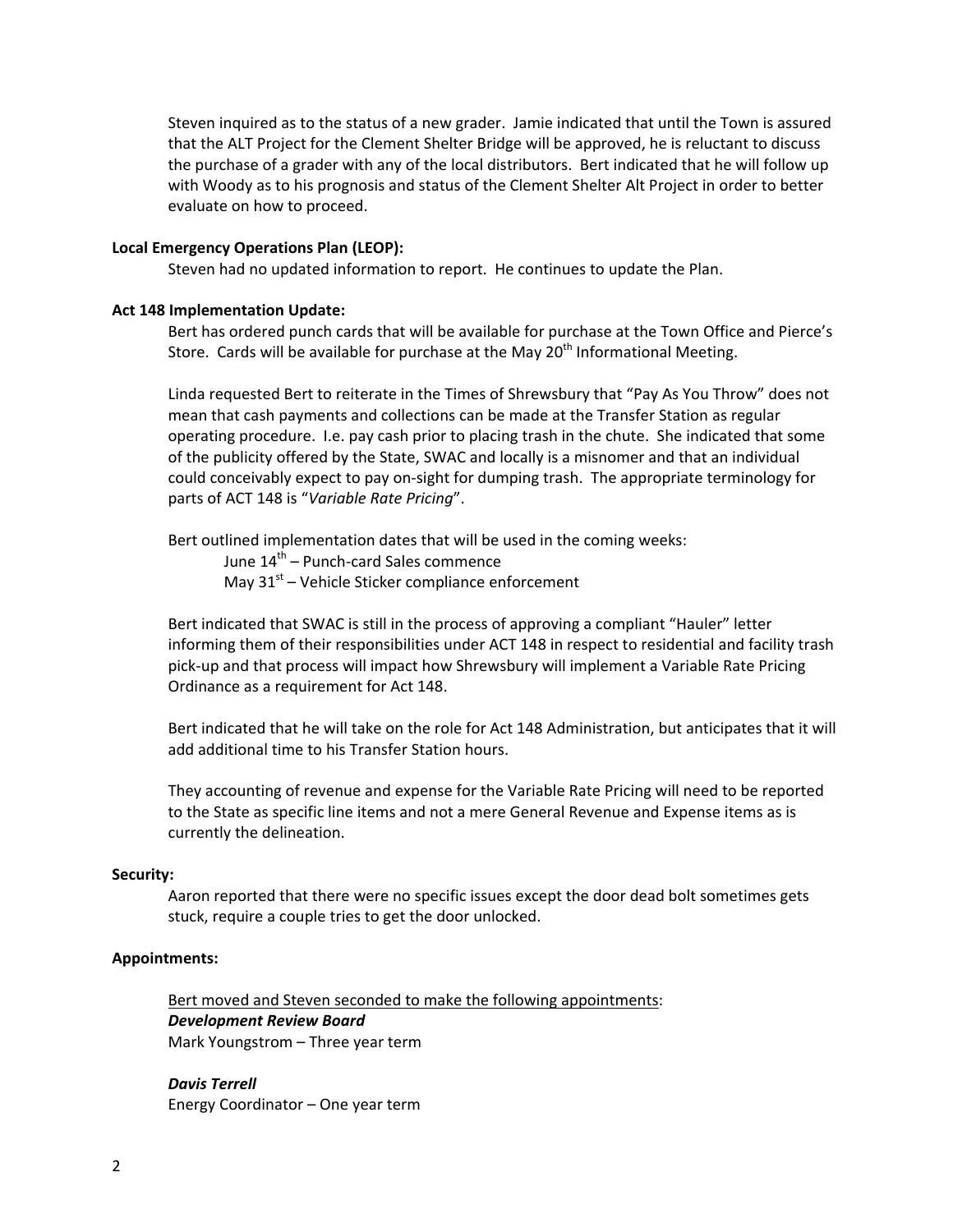Steven inquired as to the status of a new grader. Jamie indicated that until the Town is assured that the ALT Project for the Clement Shelter Bridge will be approved, he is reluctant to discuss the purchase of a grader with any of the local distributors. Bert indicated that he will follow up with Woody as to his prognosis and status of the Clement Shelter Alt Project in order to better evaluate on how to proceed.

**Local Emergency Operations Plan (LEOP):**

Steven had no updated information to report. He continues to update the Plan.

**Act 148 Implementation Update:**

Bert has ordered punch cards that will be available for purchase at the Town Office and Pierce's Store. Cards will be available for purchase at the May 20th Informational Meeting.

Linda requested Bert to reiterate in the Times of Shrewsbury that "Pay As You Throw" does not mean that cash payments and collections can be made at the Transfer Station as regular operating procedure. I.e. pay cash prior to placing trash in the chute. She indicated that some of the publicity offered by the State, SWAC and locally is a misnomer and that an individual could conceivably expect to pay on-sight for dumping trash. The appropriate terminology for parts of ACT 148 is "*Variable Rate Pricing*".

Bert outlined implementation dates that will be used in the coming weeks:

June 14th – Punch-card Sales commence
May 31st – Vehicle Sticker compliance enforcement

Bert indicated that SWAC is still in the process of approving a compliant "Hauler" letter informing them of their responsibilities under ACT 148 in respect to residential and facility trash pick-up and that process will impact how Shrewsbury will implement a Variable Rate Pricing Ordinance as a requirement for Act 148.

Bert indicated that he will take on the role for Act 148 Administration, but anticipates that it will add additional time to his Transfer Station hours.

They accounting of revenue and expense for the Variable Rate Pricing will need to be reported to the State as specific line items and not a mere General Revenue and Expense items as is currently the delineation.

**Security:**

Aaron reported that there were no specific issues except the door dead bolt sometimes gets stuck, require a couple tries to get the door unlocked.

**Appointments:**

Bert moved and Steven seconded to make the following appointments:

***Development Review Board***
Mark Youngstrom – Three year term

***Davis Terrell***
Energy Coordinator – One year term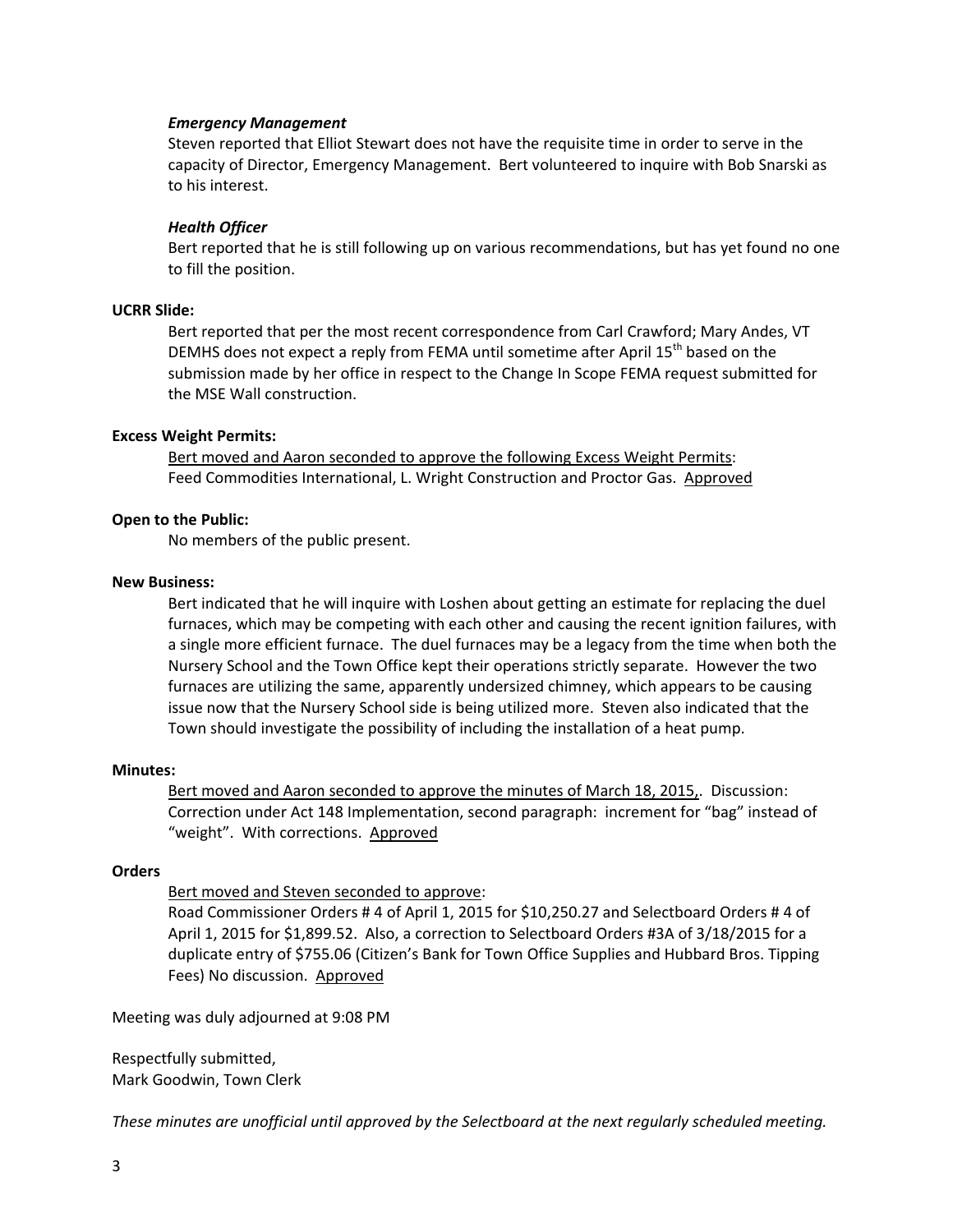### *Emergency Management*

Steven reported that Elliot Stewart does not have the requisite time in order to serve in the capacity of Director, Emergency Management. Bert volunteered to inquire with Bob Snarski as to his interest.

### *Health Officer*

Bert reported that he is still following up on various recommendations, but has yet found no one to fill the position.

**UCRR Slide:**

Bert reported that per the most recent correspondence from Carl Crawford; Mary Andes, VT DEMHS does not expect a reply from FEMA until sometime after April 15th based on the submission made by her office in respect to the Change In Scope FEMA request submitted for the MSE Wall construction.

**Excess Weight Permits:**

<u>Bert moved and Aaron seconded to approve the following Excess Weight Permits</u>: Feed Commodities International, L. Wright Construction and Proctor Gas. <u>Approved</u>

**Open to the Public:**

No members of the public present.

**New Business:**

Bert indicated that he will inquire with Loshen about getting an estimate for replacing the duel furnaces, which may be competing with each other and causing the recent ignition failures, with a single more efficient furnace. The duel furnaces may be a legacy from the time when both the Nursery School and the Town Office kept their operations strictly separate. However the two furnaces are utilizing the same, apparently undersized chimney, which appears to be causing issue now that the Nursery School side is being utilized more. Steven also indicated that the Town should investigate the possibility of including the installation of a heat pump.

**Minutes:**

<u>Bert moved and Aaron seconded to approve the minutes of March 18, 2015,</u>. Discussion: Correction under Act 148 Implementation, second paragraph: increment for "bag" instead of "weight". With corrections. <u>Approved</u>

**Orders**

<u>Bert moved and Steven seconded to approve</u>:
Road Commissioner Orders # 4 of April 1, 2015 for $10,250.27 and Selectboard Orders # 4 of April 1, 2015 for $1,899.52. Also, a correction to Selectboard Orders #3A of 3/18/2015 for a duplicate entry of $755.06 (Citizen's Bank for Town Office Supplies and Hubbard Bros. Tipping Fees) No discussion. <u>Approved</u>

Meeting was duly adjourned at 9:08 PM

Respectfully submitted,
Mark Goodwin, Town Clerk

*These minutes are unofficial until approved by the Selectboard at the next regularly scheduled meeting.*